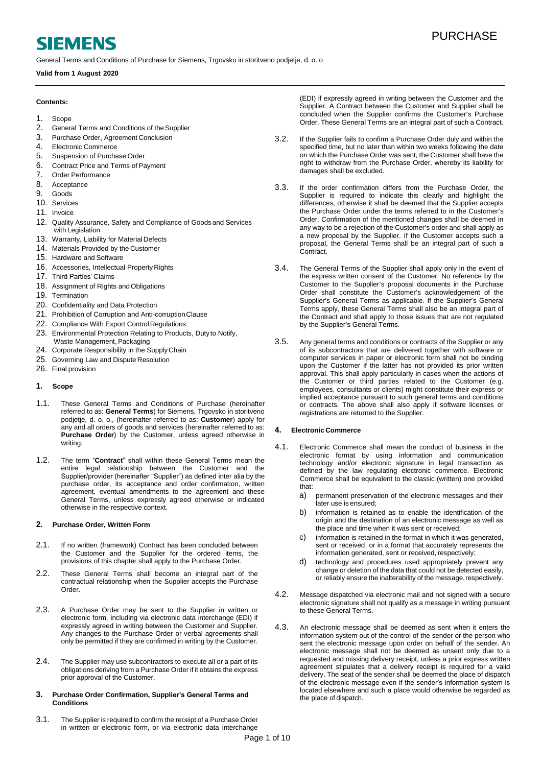# SIEMENS

PURCHASE

General Terms and Conditions of Purchase for Siemens, Trgovsko in storitveno podjetje, d. o. o

**Valid from 1 August 2020**

**Contents:**

1. Scope
2. General Terms and Conditions of the Supplier
3. Purchase Order, Agreement Conclusion
4. Electronic Commerce
5. Suspension of Purchase Order
6. Contract Price and Terms of Payment
7. Order Performance
8. Acceptance
9. Goods
10. Services
11. Invoice
12. Quality Assurance, Safety and Compliance of Goods and Services with Legislation
13. Warranty, Liability for Material Defects
14. Materials Provided by the Customer
15. Hardware and Software
16. Accessories, Intellectual Property Rights
17. Third Parties' Claims
18. Assignment of Rights and Obligations
19. Termination
20. Confidentiality and Data Protection
21. Prohibition of Corruption and Anti-corruption Clause
22. Compliance With Export Control Regulations
23. Environmental Protection Relating to Products, Duty to Notify, Waste Management, Packaging
24. Corporate Responsibility in the Supply Chain
25. Governing Law and Dispute Resolution
26. Final provision

## 1. Scope

1.1. These General Terms and Conditions of Purchase (hereinafter referred to as: **General Terms**) for Siemens, Trgovsko in storitveno podjetje, d. o. o., (hereinafter referred to as: **Customer**) apply for any and all orders of goods and services (hereinafter referred to as: **Purchase Order**) by the Customer, unless agreed otherwise in writing.

1.2. The term "**Contract**" shall within these General Terms mean the entire legal relationship between the Customer and the Supplier/provider (hereinafter "Supplier") as defined inter alia by the purchase order, its acceptance and order confirmation, written agreement, eventual amendments to the agreement and these General Terms, unless expressly agreed otherwise or indicated otherwise in the respective context.

## 2. Purchase Order, Written Form

2.1. If no written (framework) Contract has been concluded between the Customer and the Supplier for the ordered items, the provisions of this chapter shall apply to the Purchase Order.

2.2. These General Terms shall become an integral part of the contractual relationship when the Supplier accepts the Purchase Order.

2.3. A Purchase Order may be sent to the Supplier in written or electronic form, including via electronic data interchange (EDI) if expressly agreed in writing between the Customer and Supplier. Any changes to the Purchase Order or verbal agreements shall only be permitted if they are confirmed in writing by the Customer.

2.4. The Supplier may use subcontractors to execute all or a part of its obligations deriving from a Purchase Order if it obtains the express prior approval of the Customer.

## 3. Purchase Order Confirmation, Supplier's General Terms and Conditions

3.1. The Supplier is required to confirm the receipt of a Purchase Order in written or electronic form, or via electronic data interchange (EDI) if expressly agreed in writing between the Customer and the Supplier. A Contract between the Customer and Supplier shall be concluded when the Supplier confirms the Customer's Purchase Order. These General Terms are an integral part of such a Contract.

3.2. If the Supplier fails to confirm a Purchase Order duly and within the specified time, but no later than within two weeks following the date on which the Purchase Order was sent, the Customer shall have the right to withdraw from the Purchase Order, whereby its liability for damages shall be excluded.

3.3. If the order confirmation differs from the Purchase Order, the Supplier is required to indicate this clearly and highlight the differences, otherwise it shall be deemed that the Supplier accepts the Purchase Order under the terms referred to in the Customer's Order. Confirmation of the mentioned changes shall be deemed in any way to be a rejection of the Customer's order and shall apply as a new proposal by the Supplier. If the Customer accepts such a proposal, the General Terms shall be an integral part of such a Contract.

3.4. The General Terms of the Supplier shall apply only in the event of the express written consent of the Customer. No reference by the Customer to the Supplier's proposal documents in the Purchase Order shall constitute the Customer's acknowledgement of the Supplier's General Terms as applicable. If the Supplier's General Terms apply, these General Terms shall also be an integral part of the Contract and shall apply to those issues that are not regulated by the Supplier's General Terms.

3.5. Any general terms and conditions or contracts of the Supplier or any of its subcontractors that are delivered together with software or computer services in paper or electronic form shall not be binding upon the Customer if the latter has not provided its prior written approval. This shall apply particularly in cases when the actions of the Customer or third parties related to the Customer (e.g. employees, consultants or clients) might constitute their express or implied acceptance pursuant to such general terms and conditions or contracts. The above shall also apply if software licenses or registrations are returned to the Supplier.

## 4. Electronic Commerce

4.1. Electronic Commerce shall mean the conduct of business in the electronic format by using information and communication technology and/or electronic signature in legal transaction as defined by the law regulating electronic commerce. Electronic Commerce shall be equivalent to the classic (written) one provided that:

a) permanent preservation of the electronic messages and their later use is ensured;

b) information is retained as to enable the identification of the origin and the destination of an electronic message as well as the place and time when it was sent or received;

c) information is retained in the format in which it was generated, sent or received, or in a format that accurately represents the information generated, sent or received, respectively;

d) technology and procedures used appropriately prevent any change or deletion of the data that could not be detected easily, or reliably ensure the inalterability of the message, respectively.

4.2. Message dispatched via electronic mail and not signed with a secure electronic signature shall not qualify as a message in writing pursuant to these General Terms.

4.3. An electronic message shall be deemed as sent when it enters the information system out of the control of the sender or the person who sent the electronic message upon order on behalf of the sender. An electronic message shall not be deemed as unsent only due to a requested and missing delivery receipt, unless a prior express written agreement stipulates that a delivery receipt is required for a valid delivery. The seat of the sender shall be deemed the place of dispatch of the electronic message even if the sender's information system is located elsewhere and such a place would otherwise be regarded as the place of dispatch.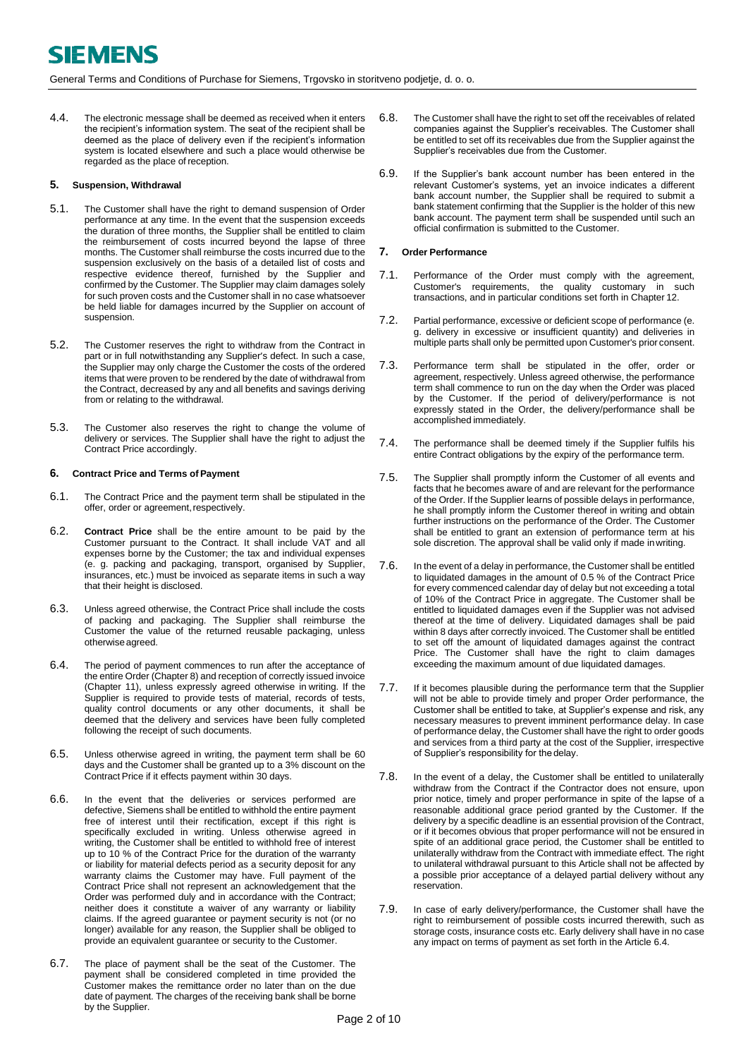4.4. The electronic message shall be deemed as received when it enters the recipient's information system. The seat of the recipient shall be deemed as the place of delivery even if the recipient's information system is located elsewhere and such a place would otherwise be regarded as the place of reception.

## 5. Suspension, Withdrawal

5.1. The Customer shall have the right to demand suspension of Order performance at any time. In the event that the suspension exceeds the duration of three months, the Supplier shall be entitled to claim the reimbursement of costs incurred beyond the lapse of three months. The Customer shall reimburse the costs incurred due to the suspension exclusively on the basis of a detailed list of costs and respective evidence thereof, furnished by the Supplier and confirmed by the Customer. The Supplier may claim damages solely for such proven costs and the Customer shall in no case whatsoever be held liable for damages incurred by the Supplier on account of suspension.

5.2. The Customer reserves the right to withdraw from the Contract in part or in full notwithstanding any Supplier's defect. In such a case, the Supplier may only charge the Customer the costs of the ordered items that were proven to be rendered by the date of withdrawal from the Contract, decreased by any and all benefits and savings deriving from or relating to the withdrawal.

5.3. The Customer also reserves the right to change the volume of delivery or services. The Supplier shall have the right to adjust the Contract Price accordingly.

## 6. Contract Price and Terms of Payment

6.1. The Contract Price and the payment term shall be stipulated in the offer, order or agreement, respectively.

6.2. **Contract Price** shall be the entire amount to be paid by the Customer pursuant to the Contract. It shall include VAT and all expenses borne by the Customer; the tax and individual expenses (e. g. packing and packaging, transport, organised by Supplier, insurances, etc.) must be invoiced as separate items in such a way that their height is disclosed.

6.3. Unless agreed otherwise, the Contract Price shall include the costs of packing and packaging. The Supplier shall reimburse the Customer the value of the returned reusable packaging, unless otherwise agreed.

6.4. The period of payment commences to run after the acceptance of the entire Order (Chapter 8) and reception of correctly issued invoice (Chapter 11), unless expressly agreed otherwise in writing. If the Supplier is required to provide tests of material, records of tests, quality control documents or any other documents, it shall be deemed that the delivery and services have been fully completed following the receipt of such documents.

6.5. Unless otherwise agreed in writing, the payment term shall be 60 days and the Customer shall be granted up to a 3% discount on the Contract Price if it effects payment within 30 days.

6.6. In the event that the deliveries or services performed are defective, Siemens shall be entitled to withhold the entire payment free of interest until their rectification, except if this right is specifically excluded in writing. Unless otherwise agreed in writing, the Customer shall be entitled to withhold free of interest up to 10 % of the Contract Price for the duration of the warranty or liability for material defects period as a security deposit for any warranty claims the Customer may have. Full payment of the Contract Price shall not represent an acknowledgement that the Order was performed duly and in accordance with the Contract; neither does it constitute a waiver of any warranty or liability claims. If the agreed guarantee or payment security is not (or no longer) available for any reason, the Supplier shall be obliged to provide an equivalent guarantee or security to the Customer.

6.7. The place of payment shall be the seat of the Customer. The payment shall be considered completed in time provided the Customer makes the remittance order no later than on the due date of payment. The charges of the receiving bank shall be borne by the Supplier.

6.8. The Customer shall have the right to set off the receivables of related companies against the Supplier's receivables. The Customer shall be entitled to set off its receivables due from the Supplier against the Supplier's receivables due from the Customer.

6.9. If the Supplier's bank account number has been entered in the relevant Customer's systems, yet an invoice indicates a different bank account number, the Supplier shall be required to submit a bank statement confirming that the Supplier is the holder of this new bank account. The payment term shall be suspended until such an official confirmation is submitted to the Customer.

## 7. Order Performance

7.1. Performance of the Order must comply with the agreement, Customer's requirements, the quality customary in such transactions, and in particular conditions set forth in Chapter 12.

7.2. Partial performance, excessive or deficient scope of performance (e. g. delivery in excessive or insufficient quantity) and deliveries in multiple parts shall only be permitted upon Customer's prior consent.

7.3. Performance term shall be stipulated in the offer, order or agreement, respectively. Unless agreed otherwise, the performance term shall commence to run on the day when the Order was placed by the Customer. If the period of delivery/performance is not expressly stated in the Order, the delivery/performance shall be accomplished immediately.

7.4. The performance shall be deemed timely if the Supplier fulfils his entire Contract obligations by the expiry of the performance term.

7.5. The Supplier shall promptly inform the Customer of all events and facts that he becomes aware of and are relevant for the performance of the Order. If the Supplier learns of possible delays in performance, he shall promptly inform the Customer thereof in writing and obtain further instructions on the performance of the Order. The Customer shall be entitled to grant an extension of performance term at his sole discretion. The approval shall be valid only if made in writing.

7.6. In the event of a delay in performance, the Customer shall be entitled to liquidated damages in the amount of 0.5 % of the Contract Price for every commenced calendar day of delay but not exceeding a total of 10% of the Contract Price in aggregate. The Customer shall be entitled to liquidated damages even if the Supplier was not advised thereof at the time of delivery. Liquidated damages shall be paid within 8 days after correctly invoiced. The Customer shall be entitled to set off the amount of liquidated damages against the contract Price. The Customer shall have the right to claim damages exceeding the maximum amount of due liquidated damages.

7.7. If it becomes plausible during the performance term that the Supplier will not be able to provide timely and proper Order performance, the Customer shall be entitled to take, at Supplier's expense and risk, any necessary measures to prevent imminent performance delay. In case of performance delay, the Customer shall have the right to order goods and services from a third party at the cost of the Supplier, irrespective of Supplier's responsibility for the delay.

7.8. In the event of a delay, the Customer shall be entitled to unilaterally withdraw from the Contract if the Contractor does not ensure, upon prior notice, timely and proper performance in spite of the lapse of a reasonable additional grace period granted by the Customer. If the delivery by a specific deadline is an essential provision of the Contract, or if it becomes obvious that proper performance will not be ensured in spite of an additional grace period, the Customer shall be entitled to unilaterally withdraw from the Contract with immediate effect. The right to unilateral withdrawal pursuant to this Article shall not be affected by a possible prior acceptance of a delayed partial delivery without any reservation.

7.9. In case of early delivery/performance, the Customer shall have the right to reimbursement of possible costs incurred therewith, such as storage costs, insurance costs etc. Early delivery shall have in no case any impact on terms of payment as set forth in the Article 6.4.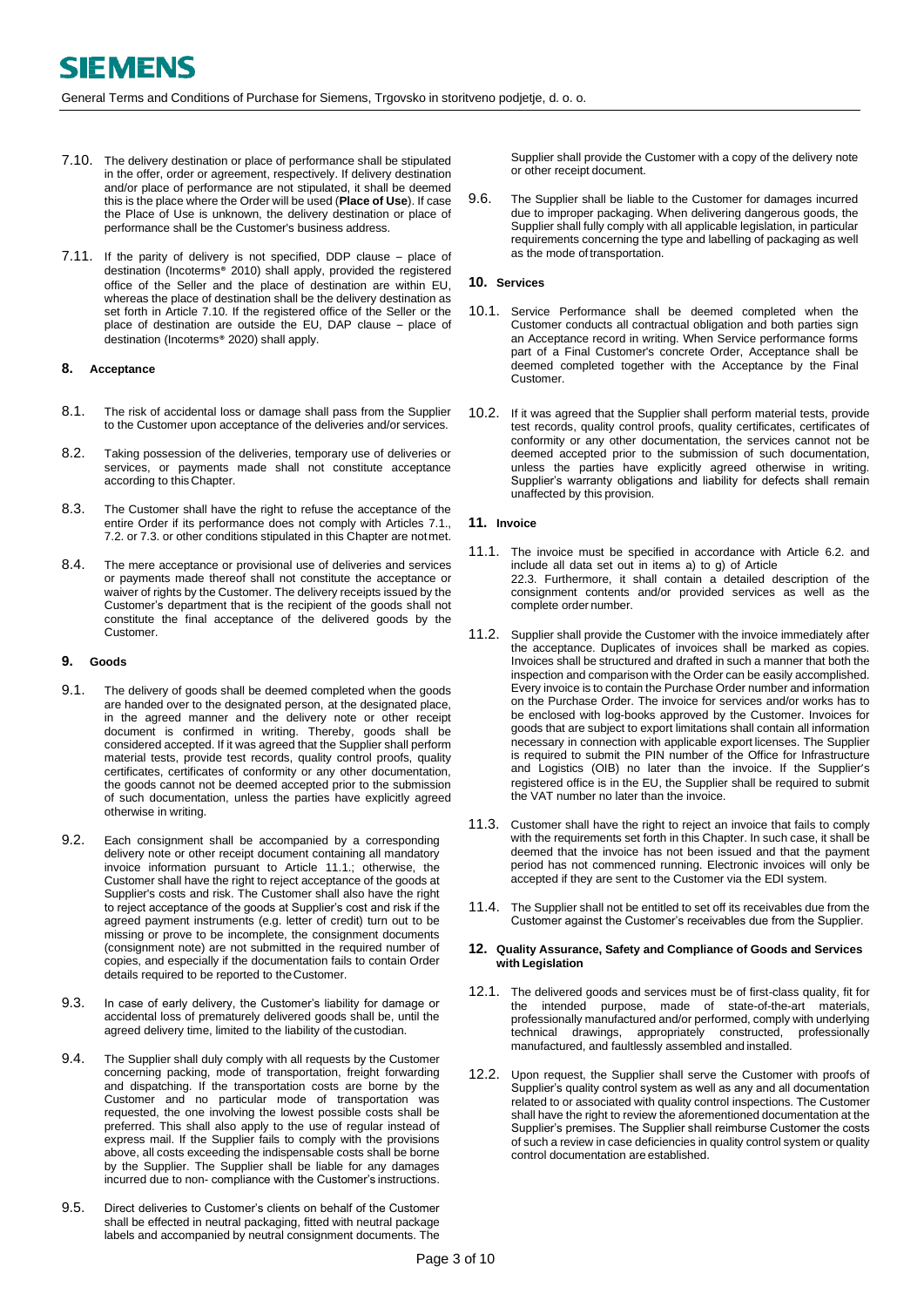7.10. The delivery destination or place of performance shall be stipulated in the offer, order or agreement, respectively. If delivery destination and/or place of performance are not stipulated, it shall be deemed this is the place where the Order will be used (**Place of Use**). If case the Place of Use is unknown, the delivery destination or place of performance shall be the Customer's business address.

7.11. If the parity of delivery is not specified, DDP clause – place of destination (Incoterms® 2010) shall apply, provided the registered office of the Seller and the place of destination are within EU, whereas the place of destination shall be the delivery destination as set forth in Article 7.10. If the registered office of the Seller or the place of destination are outside the EU, DAP clause – place of destination (Incoterms® 2020) shall apply.

## 8. Acceptance

8.1. The risk of accidental loss or damage shall pass from the Supplier to the Customer upon acceptance of the deliveries and/or services.

8.2. Taking possession of the deliveries, temporary use of deliveries or services, or payments made shall not constitute acceptance according to this Chapter.

8.3. The Customer shall have the right to refuse the acceptance of the entire Order if its performance does not comply with Articles 7.1., 7.2. or 7.3. or other conditions stipulated in this Chapter are not met.

8.4. The mere acceptance or provisional use of deliveries and services or payments made thereof shall not constitute the acceptance or waiver of rights by the Customer. The delivery receipts issued by the Customer's department that is the recipient of the goods shall not constitute the final acceptance of the delivered goods by the Customer.

## 9. Goods

9.1. The delivery of goods shall be deemed completed when the goods are handed over to the designated person, at the designated place, in the agreed manner and the delivery note or other receipt document is confirmed in writing. Thereby, goods shall be considered accepted. If it was agreed that the Supplier shall perform material tests, provide test records, quality control proofs, quality certificates, certificates of conformity or any other documentation, the goods cannot not be deemed accepted prior to the submission of such documentation, unless the parties have explicitly agreed otherwise in writing.

9.2. Each consignment shall be accompanied by a corresponding delivery note or other receipt document containing all mandatory invoice information pursuant to Article 11.1.; otherwise, the Customer shall have the right to reject acceptance of the goods at Supplier's costs and risk. The Customer shall also have the right to reject acceptance of the goods at Supplier's cost and risk if the agreed payment instruments (e.g. letter of credit) turn out to be missing or prove to be incomplete, the consignment documents (consignment note) are not submitted in the required number of copies, and especially if the documentation fails to contain Order details required to be reported to the Customer.

9.3. In case of early delivery, the Customer's liability for damage or accidental loss of prematurely delivered goods shall be, until the agreed delivery time, limited to the liability of the custodian.

9.4. The Supplier shall duly comply with all requests by the Customer concerning packing, mode of transportation, freight forwarding and dispatching. If the transportation costs are borne by the Customer and no particular mode of transportation was requested, the one involving the lowest possible costs shall be preferred. This shall also apply to the use of regular instead of express mail. If the Supplier fails to comply with the provisions above, all costs exceeding the indispensable costs shall be borne by the Supplier. The Supplier shall be liable for any damages incurred due to non- compliance with the Customer's instructions.

9.5. Direct deliveries to Customer's clients on behalf of the Customer shall be effected in neutral packaging, fitted with neutral package labels and accompanied by neutral consignment documents. The Supplier shall provide the Customer with a copy of the delivery note or other receipt document.

9.6. The Supplier shall be liable to the Customer for damages incurred due to improper packaging. When delivering dangerous goods, the Supplier shall fully comply with all applicable legislation, in particular requirements concerning the type and labelling of packaging as well as the mode of transportation.

## 10. Services

10.1. Service Performance shall be deemed completed when the Customer conducts all contractual obligation and both parties sign an Acceptance record in writing. When Service performance forms part of a Final Customer's concrete Order, Acceptance shall be deemed completed together with the Acceptance by the Final Customer.

10.2. If it was agreed that the Supplier shall perform material tests, provide test records, quality control proofs, quality certificates, certificates of conformity or any other documentation, the services cannot not be deemed accepted prior to the submission of such documentation, unless the parties have explicitly agreed otherwise in writing. Supplier's warranty obligations and liability for defects shall remain unaffected by this provision.

## 11. Invoice

11.1. The invoice must be specified in accordance with Article 6.2. and include all data set out in items a) to g) of Article 22.3. Furthermore, it shall contain a detailed description of the consignment contents and/or provided services as well as the complete order number.

11.2. Supplier shall provide the Customer with the invoice immediately after the acceptance. Duplicates of invoices shall be marked as copies. Invoices shall be structured and drafted in such a manner that both the inspection and comparison with the Order can be easily accomplished. Every invoice is to contain the Purchase Order number and information on the Purchase Order. The invoice for services and/or works has to be enclosed with log-books approved by the Customer. Invoices for goods that are subject to export limitations shall contain all information necessary in connection with applicable export licenses. The Supplier is required to submit the PIN number of the Office for Infrastructure and Logistics (OIB) no later than the invoice. If the Supplier's registered office is in the EU, the Supplier shall be required to submit the VAT number no later than the invoice.

11.3. Customer shall have the right to reject an invoice that fails to comply with the requirements set forth in this Chapter. In such case, it shall be deemed that the invoice has not been issued and that the payment period has not commenced running. Electronic invoices will only be accepted if they are sent to the Customer via the EDI system.

11.4. The Supplier shall not be entitled to set off its receivables due from the Customer against the Customer's receivables due from the Supplier.

## 12. Quality Assurance, Safety and Compliance of Goods and Services with Legislation

12.1. The delivered goods and services must be of first-class quality, fit for the intended purpose, made of state-of-the-art materials, professionally manufactured and/or performed, comply with underlying technical drawings, appropriately constructed, professionally manufactured, and faultlessly assembled and installed.

12.2. Upon request, the Supplier shall serve the Customer with proofs of Supplier's quality control system as well as any and all documentation related to or associated with quality control inspections. The Customer shall have the right to review the aforementioned documentation at the Supplier's premises. The Supplier shall reimburse Customer the costs of such a review in case deficiencies in quality control system or quality control documentation are established.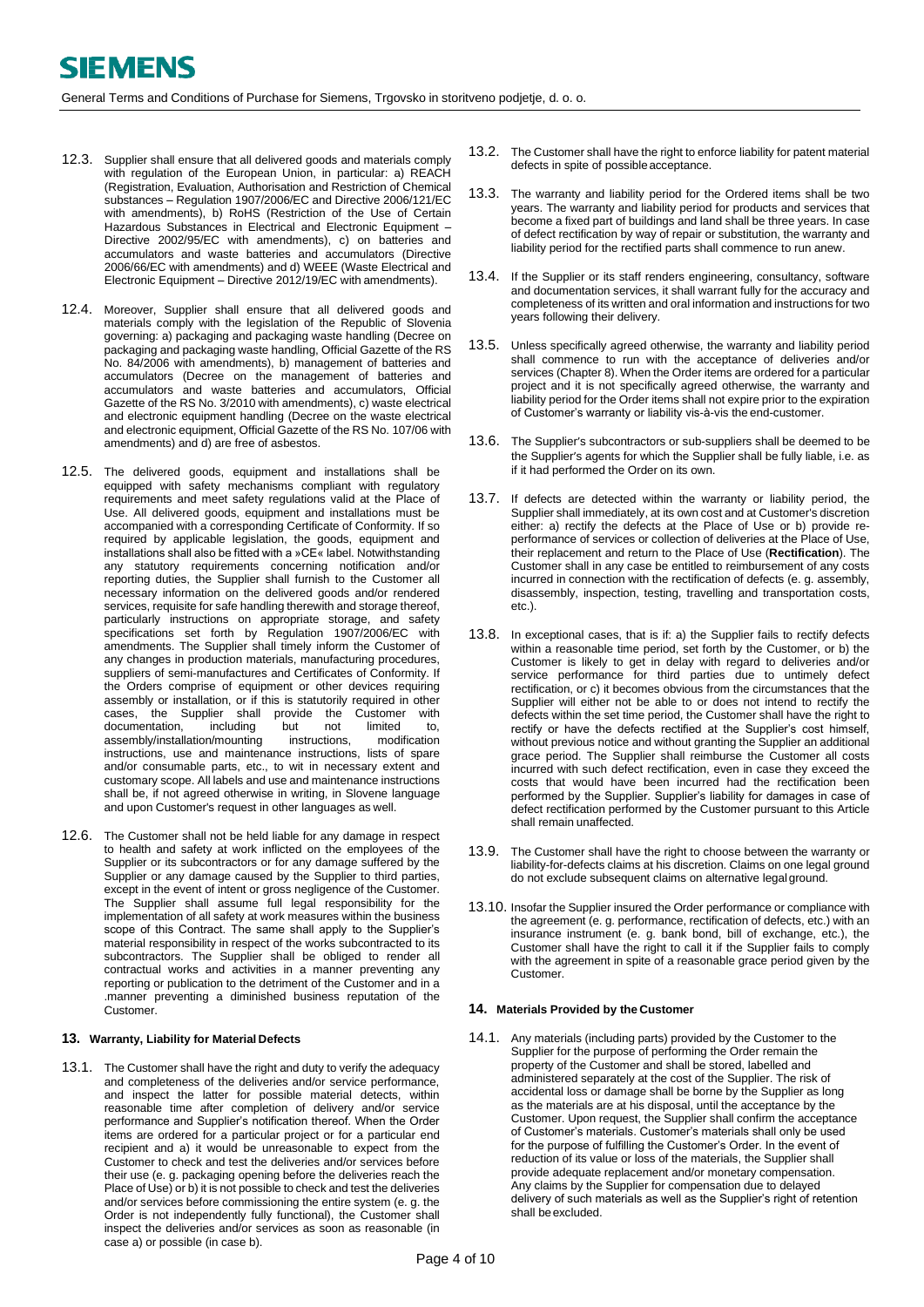12.3. Supplier shall ensure that all delivered goods and materials comply with regulation of the European Union, in particular: a) REACH (Registration, Evaluation, Authorisation and Restriction of Chemical substances – Regulation 1907/2006/EC and Directive 2006/121/EC with amendments), b) RoHS (Restriction of the Use of Certain Hazardous Substances in Electrical and Electronic Equipment – Directive 2002/95/EC with amendments), c) on batteries and accumulators and waste batteries and accumulators (Directive 2006/66/EC with amendments) and d) WEEE (Waste Electrical and Electronic Equipment – Directive 2012/19/EC with amendments).

12.4. Moreover, Supplier shall ensure that all delivered goods and materials comply with the legislation of the Republic of Slovenia governing: a) packaging and packaging waste handling (Decree on packaging and packaging waste handling, Official Gazette of the RS No. 84/2006 with amendments), b) management of batteries and accumulators (Decree on the management of batteries and accumulators and waste batteries and accumulators, Official Gazette of the RS No. 3/2010 with amendments), c) waste electrical and electronic equipment handling (Decree on the waste electrical and electronic equipment, Official Gazette of the RS No. 107/06 with amendments) and d) are free of asbestos.

12.5. The delivered goods, equipment and installations shall be equipped with safety mechanisms compliant with regulatory requirements and meet safety regulations valid at the Place of Use. All delivered goods, equipment and installations must be accompanied with a corresponding Certificate of Conformity. If so required by applicable legislation, the goods, equipment and installations shall also be fitted with a »CE« label. Notwithstanding any statutory requirements concerning notification and/or reporting duties, the Supplier shall furnish to the Customer all necessary information on the delivered goods and/or rendered services, requisite for safe handling therewith and storage thereof, particularly instructions on appropriate storage, and safety specifications set forth by Regulation 1907/2006/EC with amendments. The Supplier shall timely inform the Customer of any changes in production materials, manufacturing procedures, suppliers of semi-manufactures and Certificates of Conformity. If the Orders comprise of equipment or other devices requiring assembly or installation, or if this is statutorily required in other cases, the Supplier shall provide the Customer with documentation, including but not limited to, assembly/installation/mounting instructions, modification instructions, use and maintenance instructions, lists of spare and/or consumable parts, etc., to wit in necessary extent and customary scope. All labels and use and maintenance instructions shall be, if not agreed otherwise in writing, in Slovene language and upon Customer's request in other languages as well.

12.6. The Customer shall not be held liable for any damage in respect to health and safety at work inflicted on the employees of the Supplier or its subcontractors or for any damage suffered by the Supplier or any damage caused by the Supplier to third parties, except in the event of intent or gross negligence of the Customer. The Supplier shall assume full legal responsibility for the implementation of all safety at work measures within the business scope of this Contract. The same shall apply to the Supplier's material responsibility in respect of the works subcontracted to its subcontractors. The Supplier shall be obliged to render all contractual works and activities in a manner preventing any reporting or publication to the detriment of the Customer and in a .manner preventing a diminished business reputation of the Customer.

## 13. Warranty, Liability for Material Defects

13.1. The Customer shall have the right and duty to verify the adequacy and completeness of the deliveries and/or service performance, and inspect the latter for possible material detects, within reasonable time after completion of delivery and/or service performance and Supplier's notification thereof. When the Order items are ordered for a particular project or for a particular end recipient and a) it would be unreasonable to expect from the Customer to check and test the deliveries and/or services before their use (e. g. packaging opening before the deliveries reach the Place of Use) or b) it is not possible to check and test the deliveries and/or services before commissioning the entire system (e. g. the Order is not independently fully functional), the Customer shall inspect the deliveries and/or services as soon as reasonable (in case a) or possible (in case b).

13.2. The Customer shall have the right to enforce liability for patent material defects in spite of possible acceptance.

13.3. The warranty and liability period for the Ordered items shall be two years. The warranty and liability period for products and services that become a fixed part of buildings and land shall be three years. In case of defect rectification by way of repair or substitution, the warranty and liability period for the rectified parts shall commence to run anew.

13.4. If the Supplier or its staff renders engineering, consultancy, software and documentation services, it shall warrant fully for the accuracy and completeness of its written and oral information and instructions for two years following their delivery.

13.5. Unless specifically agreed otherwise, the warranty and liability period shall commence to run with the acceptance of deliveries and/or services (Chapter 8). When the Order items are ordered for a particular project and it is not specifically agreed otherwise, the warranty and liability period for the Order items shall not expire prior to the expiration of Customer's warranty or liability vis-à-vis the end-customer.

13.6. The Supplier's subcontractors or sub-suppliers shall be deemed to be the Supplier's agents for which the Supplier shall be fully liable, i.e. as if it had performed the Order on its own.

13.7. If defects are detected within the warranty or liability period, the Supplier shall immediately, at its own cost and at Customer's discretion either: a) rectify the defects at the Place of Use or b) provide re-performance of services or collection of deliveries at the Place of Use, their replacement and return to the Place of Use (**Rectification**). The Customer shall in any case be entitled to reimbursement of any costs incurred in connection with the rectification of defects (e. g. assembly, disassembly, inspection, testing, travelling and transportation costs, etc.).

13.8. In exceptional cases, that is if: a) the Supplier fails to rectify defects within a reasonable time period, set forth by the Customer, or b) the Customer is likely to get in delay with regard to deliveries and/or service performance for third parties due to untimely defect rectification, or c) it becomes obvious from the circumstances that the Supplier will either not be able to or does not intend to rectify the defects within the set time period, the Customer shall have the right to rectify or have the defects rectified at the Supplier's cost himself, without previous notice and without granting the Supplier an additional grace period. The Supplier shall reimburse the Customer all costs incurred with such defect rectification, even in case they exceed the costs that would have been incurred had the rectification been performed by the Supplier. Supplier's liability for damages in case of defect rectification performed by the Customer pursuant to this Article shall remain unaffected.

13.9. The Customer shall have the right to choose between the warranty or liability-for-defects claims at his discretion. Claims on one legal ground do not exclude subsequent claims on alternative legal ground.

13.10. Insofar the Supplier insured the Order performance or compliance with the agreement (e. g. performance, rectification of defects, etc.) with an insurance instrument (e. g. bank bond, bill of exchange, etc.), the Customer shall have the right to call it if the Supplier fails to comply with the agreement in spite of a reasonable grace period given by the Customer.

## 14. Materials Provided by the Customer

14.1. Any materials (including parts) provided by the Customer to the Supplier for the purpose of performing the Order remain the property of the Customer and shall be stored, labelled and administered separately at the cost of the Supplier. The risk of accidental loss or damage shall be borne by the Supplier as long as the materials are at his disposal, until the acceptance by the Customer. Upon request, the Supplier shall confirm the acceptance of Customer's materials. Customer's materials shall only be used for the purpose of fulfilling the Customer's Order. In the event of reduction of its value or loss of the materials, the Supplier shall provide adequate replacement and/or monetary compensation. Any claims by the Supplier for compensation due to delayed delivery of such materials as well as the Supplier's right of retention shall be excluded.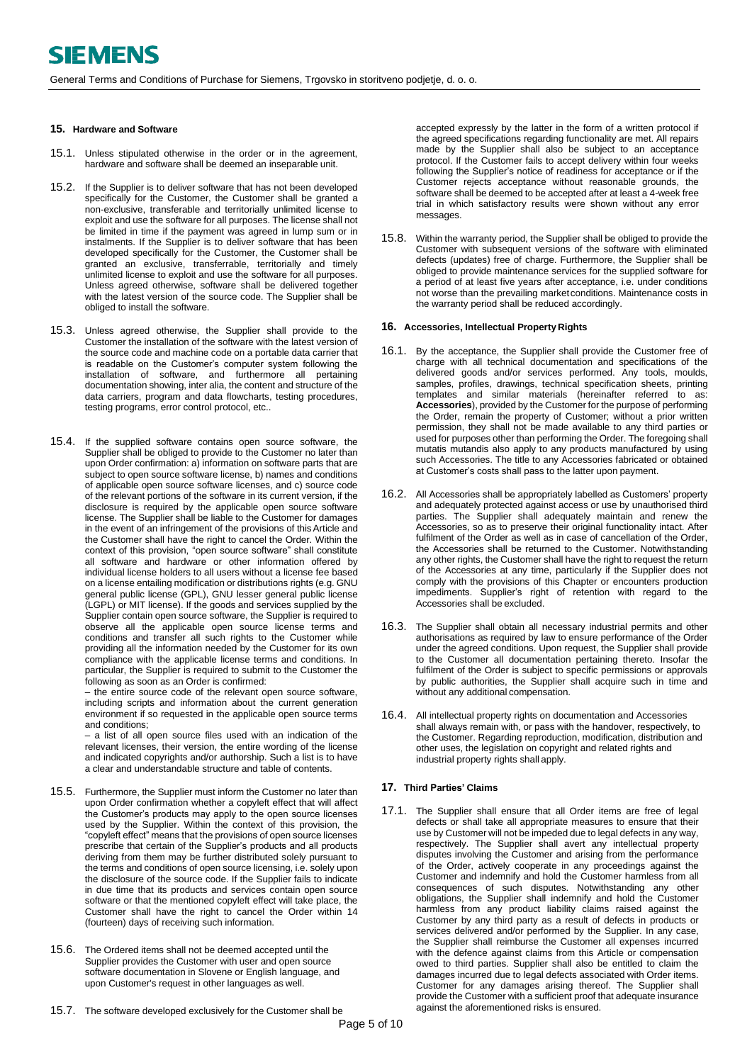## 15. Hardware and Software

15.1. Unless stipulated otherwise in the order or in the agreement, hardware and software shall be deemed an inseparable unit.

15.2. If the Supplier is to deliver software that has not been developed specifically for the Customer, the Customer shall be granted a non-exclusive, transferable and territorially unlimited license to exploit and use the software for all purposes. The license shall not be limited in time if the payment was agreed in lump sum or in instalments. If the Supplier is to deliver software that has been developed specifically for the Customer, the Customer shall be granted an exclusive, transferrable, territorially and timely unlimited license to exploit and use the software for all purposes. Unless agreed otherwise, software shall be delivered together with the latest version of the source code. The Supplier shall be obliged to install the software.

15.3. Unless agreed otherwise, the Supplier shall provide to the Customer the installation of the software with the latest version of the source code and machine code on a portable data carrier that is readable on the Customer's computer system following the installation of software, and furthermore all pertaining documentation showing, inter alia, the content and structure of the data carriers, program and data flowcharts, testing procedures, testing programs, error control protocol, etc..

15.4. If the supplied software contains open source software, the Supplier shall be obliged to provide to the Customer no later than upon Order confirmation: a) information on software parts that are subject to open source software license, b) names and conditions of applicable open source software licenses, and c) source code of the relevant portions of the software in its current version, if the disclosure is required by the applicable open source software license. The Supplier shall be liable to the Customer for damages in the event of an infringement of the provisions of this Article and the Customer shall have the right to cancel the Order. Within the context of this provision, "open source software" shall constitute all software and hardware or other information offered by individual license holders to all users without a license fee based on a license entailing modification or distributions rights (e.g. GNU general public license (GPL), GNU lesser general public license (LGPL) or MIT license). If the goods and services supplied by the Supplier contain open source software, the Supplier is required to observe all the applicable open source license terms and conditions and transfer all such rights to the Customer while providing all the information needed by the Customer for its own compliance with the applicable license terms and conditions. In particular, the Supplier is required to submit to the Customer the following as soon as an Order is confirmed:

– the entire source code of the relevant open source software, including scripts and information about the current generation environment if so requested in the applicable open source terms and conditions;

– a list of all open source files used with an indication of the relevant licenses, their version, the entire wording of the license and indicated copyrights and/or authorship. Such a list is to have a clear and understandable structure and table of contents.

15.5. Furthermore, the Supplier must inform the Customer no later than upon Order confirmation whether a copyleft effect that will affect the Customer's products may apply to the open source licenses used by the Supplier. Within the context of this provision, the "copyleft effect" means that the provisions of open source licenses prescribe that certain of the Supplier's products and all products deriving from them may be further distributed solely pursuant to the terms and conditions of open source licensing, i.e. solely upon the disclosure of the source code. If the Supplier fails to indicate in due time that its products and services contain open source software or that the mentioned copyleft effect will take place, the Customer shall have the right to cancel the Order within 14 (fourteen) days of receiving such information.

15.6. The Ordered items shall not be deemed accepted until the Supplier provides the Customer with user and open source software documentation in Slovene or English language, and upon Customer's request in other languages as well.

15.7. The software developed exclusively for the Customer shall be accepted expressly by the latter in the form of a written protocol if the agreed specifications regarding functionality are met. All repairs made by the Supplier shall also be subject to an acceptance protocol. If the Customer fails to accept delivery within four weeks following the Supplier's notice of readiness for acceptance or if the Customer rejects acceptance without reasonable grounds, the software shall be deemed to be accepted after at least a 4-week free trial in which satisfactory results were shown without any error messages.

15.8. Within the warranty period, the Supplier shall be obliged to provide the Customer with subsequent versions of the software with eliminated defects (updates) free of charge. Furthermore, the Supplier shall be obliged to provide maintenance services for the supplied software for a period of at least five years after acceptance, i.e. under conditions not worse than the prevailing market conditions. Maintenance costs in the warranty period shall be reduced accordingly.

## 16. Accessories, Intellectual Property Rights

16.1. By the acceptance, the Supplier shall provide the Customer free of charge with all technical documentation and specifications of the delivered goods and/or services performed. Any tools, moulds, samples, profiles, drawings, technical specification sheets, printing templates and similar materials (hereinafter referred to as: **Accessories**), provided by the Customer for the purpose of performing the Order, remain the property of Customer; without a prior written permission, they shall not be made available to any third parties or used for purposes other than performing the Order. The foregoing shall mutatis mutandis also apply to any products manufactured by using such Accessories. The title to any Accessories fabricated or obtained at Customer's costs shall pass to the latter upon payment.

16.2. All Accessories shall be appropriately labelled as Customers' property and adequately protected against access or use by unauthorised third parties. The Supplier shall adequately maintain and renew the Accessories, so as to preserve their original functionality intact. After fulfilment of the Order as well as in case of cancellation of the Order, the Accessories shall be returned to the Customer. Notwithstanding any other rights, the Customer shall have the right to request the return of the Accessories at any time, particularly if the Supplier does not comply with the provisions of this Chapter or encounters production impediments. Supplier's right of retention with regard to the Accessories shall be excluded.

16.3. The Supplier shall obtain all necessary industrial permits and other authorisations as required by law to ensure performance of the Order under the agreed conditions. Upon request, the Supplier shall provide to the Customer all documentation pertaining thereto. Insofar the fulfilment of the Order is subject to specific permissions or approvals by public authorities, the Supplier shall acquire such in time and without any additional compensation.

16.4. All intellectual property rights on documentation and Accessories shall always remain with, or pass with the handover, respectively, to the Customer. Regarding reproduction, modification, distribution and other uses, the legislation on copyright and related rights and industrial property rights shall apply.

## 17. Third Parties' Claims

17.1. The Supplier shall ensure that all Order items are free of legal defects or shall take all appropriate measures to ensure that their use by Customer will not be impeded due to legal defects in any way, respectively. The Supplier shall avert any intellectual property disputes involving the Customer and arising from the performance of the Order, actively cooperate in any proceedings against the Customer and indemnify and hold the Customer harmless from all consequences of such disputes. Notwithstanding any other obligations, the Supplier shall indemnify and hold the Customer harmless from any product liability claims raised against the Customer by any third party as a result of defects in products or services delivered and/or performed by the Supplier. In any case, the Supplier shall reimburse the Customer all expenses incurred with the defence against claims from this Article or compensation owed to third parties. Supplier shall also be entitled to claim the damages incurred due to legal defects associated with Order items. Customer for any damages arising thereof. The Supplier shall provide the Customer with a sufficient proof that adequate insurance against the aforementioned risks is ensured.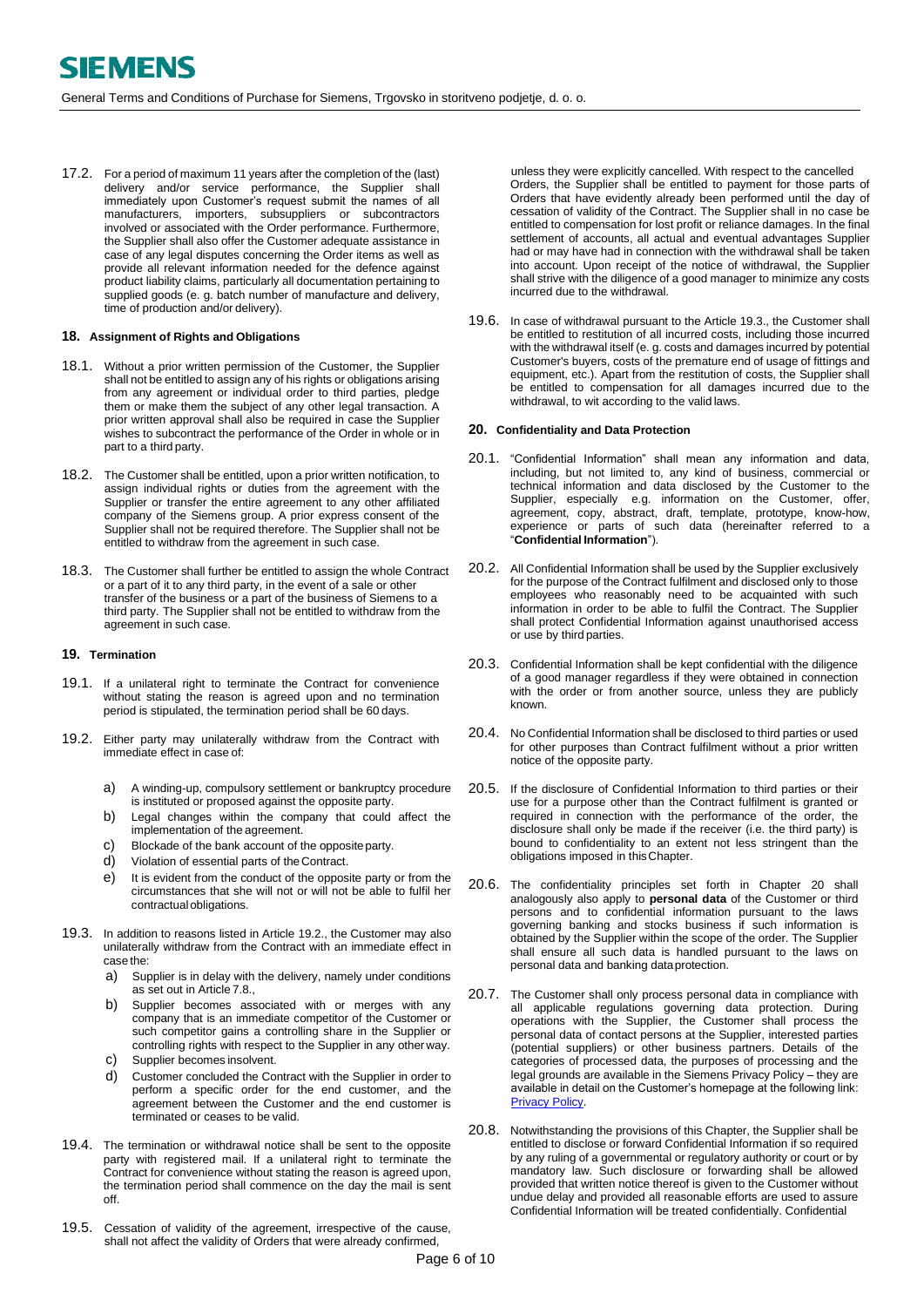17.2. For a period of maximum 11 years after the completion of the (last) delivery and/or service performance, the Supplier shall immediately upon Customer's request submit the names of all manufacturers, importers, subsuppliers or subcontractors involved or associated with the Order performance. Furthermore, the Supplier shall also offer the Customer adequate assistance in case of any legal disputes concerning the Order items as well as provide all relevant information needed for the defence against product liability claims, particularly all documentation pertaining to supplied goods (e. g. batch number of manufacture and delivery, time of production and/or delivery).

## 18. Assignment of Rights and Obligations

18.1. Without a prior written permission of the Customer, the Supplier shall not be entitled to assign any of his rights or obligations arising from any agreement or individual order to third parties, pledge them or make them the subject of any other legal transaction. A prior written approval shall also be required in case the Supplier wishes to subcontract the performance of the Order in whole or in part to a third party.

18.2. The Customer shall be entitled, upon a prior written notification, to assign individual rights or duties from the agreement with the Supplier or transfer the entire agreement to any other affiliated company of the Siemens group. A prior express consent of the Supplier shall not be required therefore. The Supplier shall not be entitled to withdraw from the agreement in such case.

18.3. The Customer shall further be entitled to assign the whole Contract or a part of it to any third party, in the event of a sale or other transfer of the business or a part of the business of Siemens to a third party. The Supplier shall not be entitled to withdraw from the agreement in such case.

## 19. Termination

19.1. If a unilateral right to terminate the Contract for convenience without stating the reason is agreed upon and no termination period is stipulated, the termination period shall be 60 days.

19.2. Either party may unilaterally withdraw from the Contract with immediate effect in case of:

a) A winding-up, compulsory settlement or bankruptcy procedure is instituted or proposed against the opposite party.
b) Legal changes within the company that could affect the implementation of the agreement.
c) Blockade of the bank account of the opposite party.
d) Violation of essential parts of the Contract.
e) It is evident from the conduct of the opposite party or from the circumstances that she will not or will not be able to fulfil her contractual obligations.

19.3. In addition to reasons listed in Article 19.2., the Customer may also unilaterally withdraw from the Contract with an immediate effect in case the:

a) Supplier is in delay with the delivery, namely under conditions as set out in Article 7.8.,
b) Supplier becomes associated with or merges with any company that is an immediate competitor of the Customer or such competitor gains a controlling share in the Supplier or controlling rights with respect to the Supplier in any other way.
c) Supplier becomes insolvent.
d) Customer concluded the Contract with the Supplier in order to perform a specific order for the end customer, and the agreement between the Customer and the end customer is terminated or ceases to be valid.

19.4. The termination or withdrawal notice shall be sent to the opposite party with registered mail. If a unilateral right to terminate the Contract for convenience without stating the reason is agreed upon, the termination period shall commence on the day the mail is sent off.

19.5. Cessation of validity of the agreement, irrespective of the cause, shall not affect the validity of Orders that were already confirmed, unless they were explicitly cancelled. With respect to the cancelled Orders, the Supplier shall be entitled to payment for those parts of Orders that have evidently already been performed until the day of cessation of validity of the Contract. The Supplier shall in no case be entitled to compensation for lost profit or reliance damages. In the final settlement of accounts, all actual and eventual advantages Supplier had or may have had in connection with the withdrawal shall be taken into account. Upon receipt of the notice of withdrawal, the Supplier shall strive with the diligence of a good manager to minimize any costs incurred due to the withdrawal.

19.6. In case of withdrawal pursuant to the Article 19.3., the Customer shall be entitled to restitution of all incurred costs, including those incurred with the withdrawal itself (e. g. costs and damages incurred by potential Customer's buyers, costs of the premature end of usage of fittings and equipment, etc.). Apart from the restitution of costs, the Supplier shall be entitled to compensation for all damages incurred due to the withdrawal, to wit according to the valid laws.

## 20. Confidentiality and Data Protection

20.1. "Confidential Information" shall mean any information and data, including, but not limited to, any kind of business, commercial or technical information and data disclosed by the Customer to the Supplier, especially e.g. information on the Customer, offer, agreement, copy, abstract, draft, template, prototype, know-how, experience or parts of such data (hereinafter referred to a "**Confidential Information**").

20.2. All Confidential Information shall be used by the Supplier exclusively for the purpose of the Contract fulfilment and disclosed only to those employees who reasonably need to be acquainted with such information in order to be able to fulfil the Contract. The Supplier shall protect Confidential Information against unauthorised access or use by third parties.

20.3. Confidential Information shall be kept confidential with the diligence of a good manager regardless if they were obtained in connection with the order or from another source, unless they are publicly known.

20.4. No Confidential Information shall be disclosed to third parties or used for other purposes than Contract fulfilment without a prior written notice of the opposite party.

20.5. If the disclosure of Confidential Information to third parties or their use for a purpose other than the Contract fulfilment is granted or required in connection with the performance of the order, the disclosure shall only be made if the receiver (i.e. the third party) is bound to confidentiality to an extent not less stringent than the obligations imposed in this Chapter.

20.6. The confidentiality principles set forth in Chapter 20 shall analogously also apply to **personal data** of the Customer or third persons and to confidential information pursuant to the laws governing banking and stocks business if such information is obtained by the Supplier within the scope of the order. The Supplier shall ensure all such data is handled pursuant to the laws on personal data and banking data protection.

20.7. The Customer shall only process personal data in compliance with all applicable regulations governing data protection. During operations with the Supplier, the Customer shall process the personal data of contact persons at the Supplier, interested parties (potential suppliers) or other business partners. Details of the categories of processed data, the purposes of processing and the legal grounds are available in the Siemens Privacy Policy – they are available in detail on the Customer's homepage at the following link: Privacy Policy.

20.8. Notwithstanding the provisions of this Chapter, the Supplier shall be entitled to disclose or forward Confidential Information if so required by any ruling of a governmental or regulatory authority or court or by mandatory law. Such disclosure or forwarding shall be allowed provided that written notice thereof is given to the Customer without undue delay and provided all reasonable efforts are used to assure Confidential Information will be treated confidentially. Confidential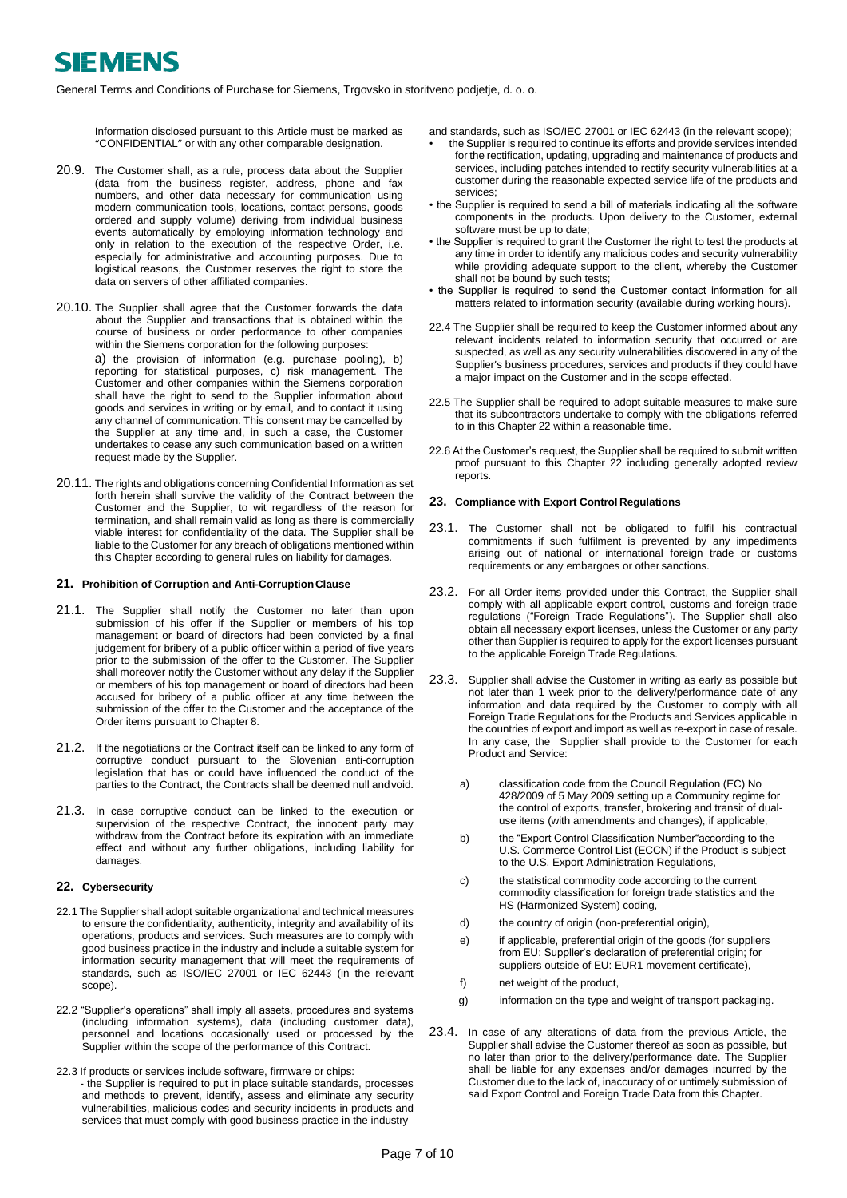Information disclosed pursuant to this Article must be marked as "CONFIDENTIAL" or with any other comparable designation.

20.9. The Customer shall, as a rule, process data about the Supplier (data from the business register, address, phone and fax numbers, and other data necessary for communication using modern communication tools, locations, contact persons, goods ordered and supply volume) deriving from individual business events automatically by employing information technology and only in relation to the execution of the respective Order, i.e. especially for administrative and accounting purposes. Due to logistical reasons, the Customer reserves the right to store the data on servers of other affiliated companies.

20.10. The Supplier shall agree that the Customer forwards the data about the Supplier and transactions that is obtained within the course of business or order performance to other companies within the Siemens corporation for the following purposes:
a) the provision of information (e.g. purchase pooling), b) reporting for statistical purposes, c) risk management. The Customer and other companies within the Siemens corporation shall have the right to send to the Supplier information about goods and services in writing or by email, and to contact it using any channel of communication. This consent may be cancelled by the Supplier at any time and, in such a case, the Customer undertakes to cease any such communication based on a written request made by the Supplier.

20.11. The rights and obligations concerning Confidential Information as set forth herein shall survive the validity of the Contract between the Customer and the Supplier, to wit regardless of the reason for termination, and shall remain valid as long as there is commercially viable interest for confidentiality of the data. The Supplier shall be liable to the Customer for any breach of obligations mentioned within this Chapter according to general rules on liability for damages.

## 21. Prohibition of Corruption and Anti-Corruption Clause

21.1. The Supplier shall notify the Customer no later than upon submission of his offer if the Supplier or members of his top management or board of directors had been convicted by a final judgement for bribery of a public officer within a period of five years prior to the submission of the offer to the Customer. The Supplier shall moreover notify the Customer without any delay if the Supplier or members of his top management or board of directors had been accused for bribery of a public officer at any time between the submission of the offer to the Customer and the acceptance of the Order items pursuant to Chapter 8.

21.2. If the negotiations or the Contract itself can be linked to any form of corruptive conduct pursuant to the Slovenian anti-corruption legislation that has or could have influenced the conduct of the parties to the Contract, the Contracts shall be deemed null and void.

21.3. In case corruptive conduct can be linked to the execution or supervision of the respective Contract, the innocent party may withdraw from the Contract before its expiration with an immediate effect and without any further obligations, including liability for damages.

## 22. Cybersecurity

22.1 The Supplier shall adopt suitable organizational and technical measures to ensure the confidentiality, authenticity, integrity and availability of its operations, products and services. Such measures are to comply with good business practice in the industry and include a suitable system for information security management that will meet the requirements of standards, such as ISO/IEC 27001 or IEC 62443 (in the relevant scope).

22.2 "Supplier's operations" shall imply all assets, procedures and systems (including information systems), data (including customer data), personnel and locations occasionally used or processed by the Supplier within the scope of the performance of this Contract.

22.3 If products or services include software, firmware or chips:

- the Supplier is required to put in place suitable standards, processes and methods to prevent, identify, assess and eliminate any security vulnerabilities, malicious codes and security incidents in products and services that must comply with good business practice in the industry and standards, such as ISO/IEC 27001 or IEC 62443 (in the relevant scope);
- the Supplier is required to continue its efforts and provide services intended for the rectification, updating, upgrading and maintenance of products and services, including patches intended to rectify security vulnerabilities at a customer during the reasonable expected service life of the products and services;
- the Supplier is required to send a bill of materials indicating all the software components in the products. Upon delivery to the Customer, external software must be up to date;
- the Supplier is required to grant the Customer the right to test the products at any time in order to identify any malicious codes and security vulnerability while providing adequate support to the client, whereby the Customer shall not be bound by such tests;
- the Supplier is required to send the Customer contact information for all matters related to information security (available during working hours).

22.4 The Supplier shall be required to keep the Customer informed about any relevant incidents related to information security that occurred or are suspected, as well as any security vulnerabilities discovered in any of the Supplier's business procedures, services and products if they could have a major impact on the Customer and in the scope effected.

22.5 The Supplier shall be required to adopt suitable measures to make sure that its subcontractors undertake to comply with the obligations referred to in this Chapter 22 within a reasonable time.

22.6 At the Customer's request, the Supplier shall be required to submit written proof pursuant to this Chapter 22 including generally adopted review reports.

## 23. Compliance with Export Control Regulations

23.1. The Customer shall not be obligated to fulfil his contractual commitments if such fulfilment is prevented by any impediments arising out of national or international foreign trade or customs requirements or any embargoes or other sanctions.

23.2. For all Order items provided under this Contract, the Supplier shall comply with all applicable export control, customs and foreign trade regulations ("Foreign Trade Regulations"). The Supplier shall also obtain all necessary export licenses, unless the Customer or any party other than Supplier is required to apply for the export licenses pursuant to the applicable Foreign Trade Regulations.

23.3. Supplier shall advise the Customer in writing as early as possible but not later than 1 week prior to the delivery/performance date of any information and data required by the Customer to comply with all Foreign Trade Regulations for the Products and Services applicable in the countries of export and import as well as re-export in case of resale. In any case, the Supplier shall provide to the Customer for each Product and Service:

a) classification code from the Council Regulation (EC) No 428/2009 of 5 May 2009 setting up a Community regime for the control of exports, transfer, brokering and transit of dual-use items (with amendments and changes), if applicable,

b) the "Export Control Classification Number" according to the U.S. Commerce Control List (ECCN) if the Product is subject to the U.S. Export Administration Regulations,

c) the statistical commodity code according to the current commodity classification for foreign trade statistics and the HS (Harmonized System) coding,

d) the country of origin (non-preferential origin),

e) if applicable, preferential origin of the goods (for suppliers from EU: Supplier's declaration of preferential origin; for suppliers outside of EU: EUR1 movement certificate),

f) net weight of the product,

g) information on the type and weight of transport packaging.

23.4. In case of any alterations of data from the previous Article, the Supplier shall advise the Customer thereof as soon as possible, but no later than prior to the delivery/performance date. The Supplier shall be liable for any expenses and/or damages incurred by the Customer due to the lack of, inaccuracy of or untimely submission of said Export Control and Foreign Trade Data from this Chapter.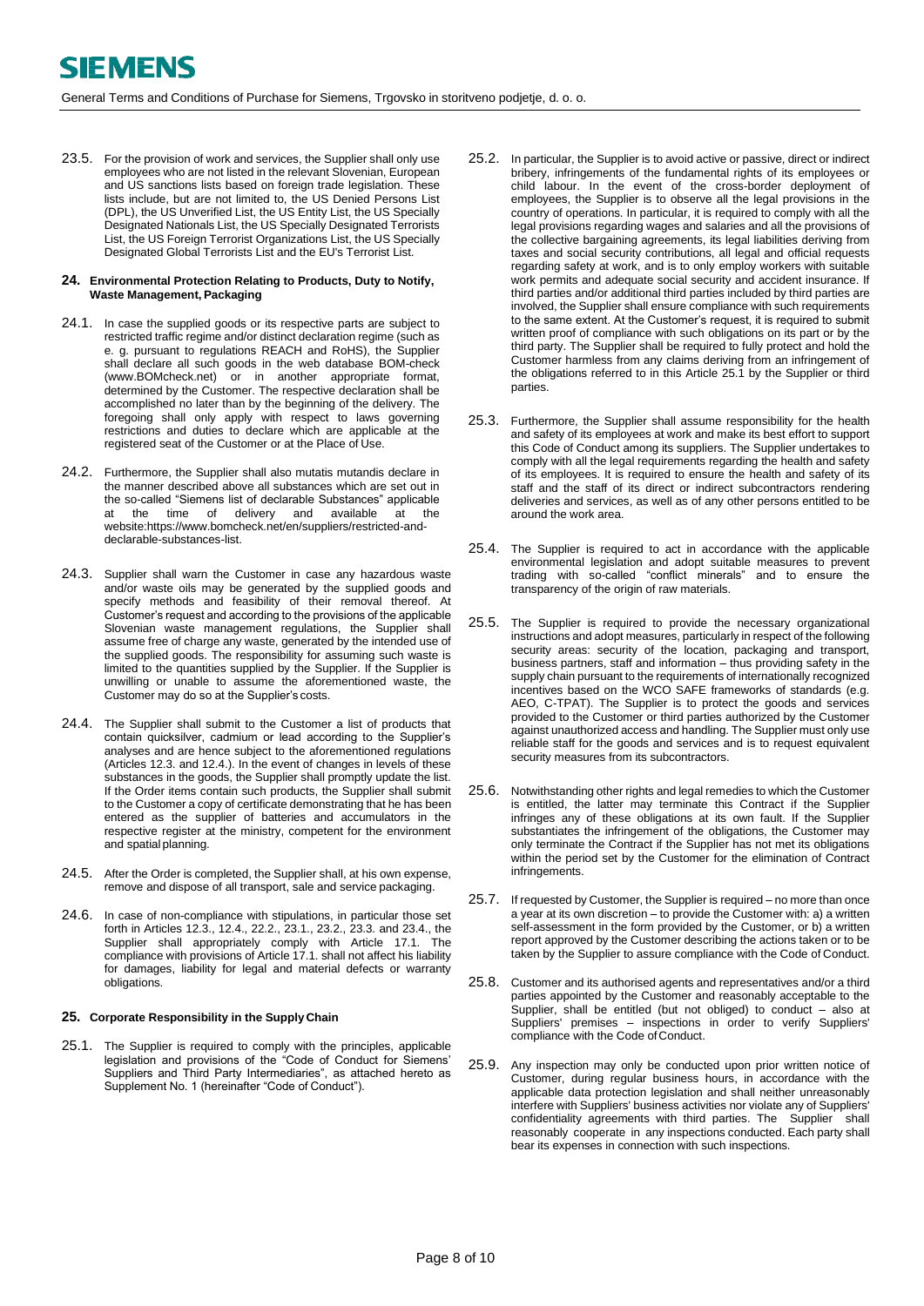23.5. For the provision of work and services, the Supplier shall only use employees who are not listed in the relevant Slovenian, European and US sanctions lists based on foreign trade legislation. These lists include, but are not limited to, the US Denied Persons List (DPL), the US Unverified List, the US Entity List, the US Specially Designated Nationals List, the US Specially Designated Terrorists List, the US Foreign Terrorist Organizations List, the US Specially Designated Global Terrorists List and the EU's Terrorist List.

## 24. Environmental Protection Relating to Products, Duty to Notify, Waste Management, Packaging

24.1. In case the supplied goods or its respective parts are subject to restricted traffic regime and/or distinct declaration regime (such as e. g. pursuant to regulations REACH and RoHS), the Supplier shall declare all such goods in the web database BOM-check (www.BOMcheck.net) or in another appropriate format, determined by the Customer. The respective declaration shall be accomplished no later than by the beginning of the delivery. The foregoing shall only apply with respect to laws governing restrictions and duties to declare which are applicable at the registered seat of the Customer or at the Place of Use.

24.2. Furthermore, the Supplier shall also mutatis mutandis declare in the manner described above all substances which are set out in the so-called "Siemens list of declarable Substances" applicable at the time of delivery and available at the website:https://www.bomcheck.net/en/suppliers/restricted-and-declarable-substances-list.

24.3. Supplier shall warn the Customer in case any hazardous waste and/or waste oils may be generated by the supplied goods and specify methods and feasibility of their removal thereof. At Customer's request and according to the provisions of the applicable Slovenian waste management regulations, the Supplier shall assume free of charge any waste, generated by the intended use of the supplied goods. The responsibility for assuming such waste is limited to the quantities supplied by the Supplier. If the Supplier is unwilling or unable to assume the aforementioned waste, the Customer may do so at the Supplier's costs.

24.4. The Supplier shall submit to the Customer a list of products that contain quicksilver, cadmium or lead according to the Supplier's analyses and are hence subject to the aforementioned regulations (Articles 12.3. and 12.4.). In the event of changes in levels of these substances in the goods, the Supplier shall promptly update the list. If the Order items contain such products, the Supplier shall submit to the Customer a copy of certificate demonstrating that he has been entered as the supplier of batteries and accumulators in the respective register at the ministry, competent for the environment and spatial planning.

24.5. After the Order is completed, the Supplier shall, at his own expense, remove and dispose of all transport, sale and service packaging.

24.6. In case of non-compliance with stipulations, in particular those set forth in Articles 12.3., 12.4., 22.2., 23.1., 23.2., 23.3. and 23.4., the Supplier shall appropriately comply with Article 17.1. The compliance with provisions of Article 17.1. shall not affect his liability for damages, liability for legal and material defects or warranty obligations.

## 25. Corporate Responsibility in the Supply Chain

25.1. The Supplier is required to comply with the principles, applicable legislation and provisions of the "Code of Conduct for Siemens' Suppliers and Third Party Intermediaries", as attached hereto as Supplement No. 1 (hereinafter "Code of Conduct").

25.2. In particular, the Supplier is to avoid active or passive, direct or indirect bribery, infringements of the fundamental rights of its employees or child labour. In the event of the cross-border deployment of employees, the Supplier is to observe all the legal provisions in the country of operations. In particular, it is required to comply with all the legal provisions regarding wages and salaries and all the provisions of the collective bargaining agreements, its legal liabilities deriving from taxes and social security contributions, all legal and official requests regarding safety at work, and is to only employ workers with suitable work permits and adequate social security and accident insurance. If third parties and/or additional third parties included by third parties are involved, the Supplier shall ensure compliance with such requirements to the same extent. At the Customer's request, it is required to submit written proof of compliance with such obligations on its part or by the third party. The Supplier shall be required to fully protect and hold the Customer harmless from any claims deriving from an infringement of the obligations referred to in this Article 25.1 by the Supplier or third parties.

25.3. Furthermore, the Supplier shall assume responsibility for the health and safety of its employees at work and make its best effort to support this Code of Conduct among its suppliers. The Supplier undertakes to comply with all the legal requirements regarding the health and safety of its employees. It is required to ensure the health and safety of its staff and the staff of its direct or indirect subcontractors rendering deliveries and services, as well as of any other persons entitled to be around the work area.

25.4. The Supplier is required to act in accordance with the applicable environmental legislation and adopt suitable measures to prevent trading with so-called "conflict minerals" and to ensure the transparency of the origin of raw materials.

25.5. The Supplier is required to provide the necessary organizational instructions and adopt measures, particularly in respect of the following security areas: security of the location, packaging and transport, business partners, staff and information – thus providing safety in the supply chain pursuant to the requirements of internationally recognized incentives based on the WCO SAFE frameworks of standards (e.g. AEO, C-TPAT). The Supplier is to protect the goods and services provided to the Customer or third parties authorized by the Customer against unauthorized access and handling. The Supplier must only use reliable staff for the goods and services and is to request equivalent security measures from its subcontractors.

25.6. Notwithstanding other rights and legal remedies to which the Customer is entitled, the latter may terminate this Contract if the Supplier infringes any of these obligations at its own fault. If the Supplier substantiates the infringement of the obligations, the Customer may only terminate the Contract if the Supplier has not met its obligations within the period set by the Customer for the elimination of Contract infringements.

25.7. If requested by Customer, the Supplier is required – no more than once a year at its own discretion – to provide the Customer with: a) a written self-assessment in the form provided by the Customer, or b) a written report approved by the Customer describing the actions taken or to be taken by the Supplier to assure compliance with the Code of Conduct.

25.8. Customer and its authorised agents and representatives and/or a third parties appointed by the Customer and reasonably acceptable to the Supplier, shall be entitled (but not obliged) to conduct – also at Suppliers' premises – inspections in order to verify Suppliers' compliance with the Code of Conduct.

25.9. Any inspection may only be conducted upon prior written notice of Customer, during regular business hours, in accordance with the applicable data protection legislation and shall neither unreasonably interfere with Suppliers' business activities nor violate any of Suppliers' confidentiality agreements with third parties. The Supplier shall reasonably cooperate in any inspections conducted. Each party shall bear its expenses in connection with such inspections.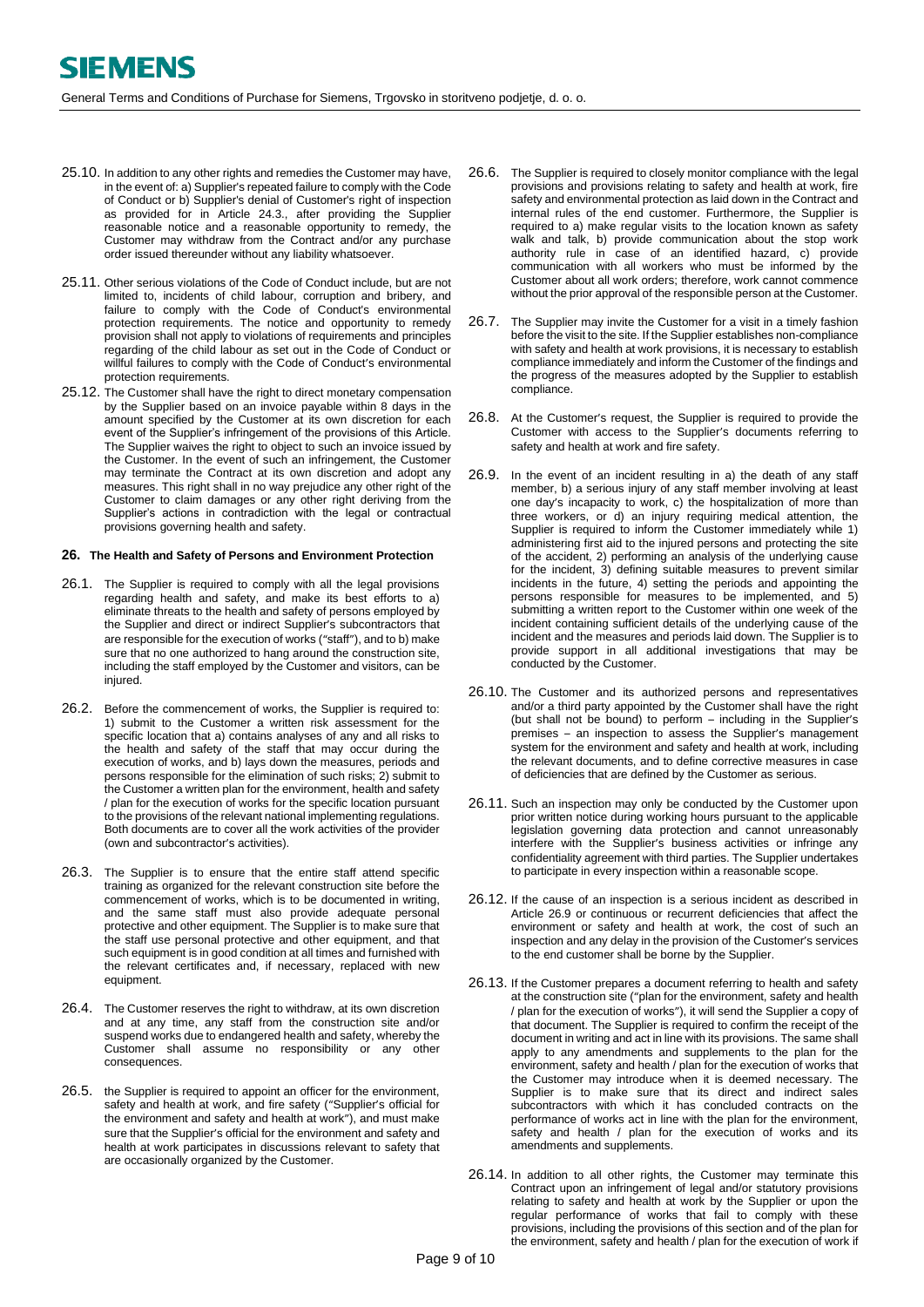25.10. In addition to any other rights and remedies the Customer may have, in the event of: a) Supplier's repeated failure to comply with the Code of Conduct or b) Supplier's denial of Customer's right of inspection as provided for in Article 24.3., after providing the Supplier reasonable notice and a reasonable opportunity to remedy, the Customer may withdraw from the Contract and/or any purchase order issued thereunder without any liability whatsoever.

25.11. Other serious violations of the Code of Conduct include, but are not limited to, incidents of child labour, corruption and bribery, and failure to comply with the Code of Conduct's environmental protection requirements. The notice and opportunity to remedy provision shall not apply to violations of requirements and principles regarding of the child labour as set out in the Code of Conduct or willful failures to comply with the Code of Conduct's environmental protection requirements.

25.12. The Customer shall have the right to direct monetary compensation by the Supplier based on an invoice payable within 8 days in the amount specified by the Customer at its own discretion for each event of the Supplier's infringement of the provisions of this Article. The Supplier waives the right to object to such an invoice issued by the Customer. In the event of such an infringement, the Customer may terminate the Contract at its own discretion and adopt any measures. This right shall in no way prejudice any other right of the Customer to claim damages or any other right deriving from the Supplier's actions in contradiction with the legal or contractual provisions governing health and safety.

## 26. The Health and Safety of Persons and Environment Protection

26.1. The Supplier is required to comply with all the legal provisions regarding health and safety, and make its best efforts to a) eliminate threats to the health and safety of persons employed by the Supplier and direct or indirect Supplier's subcontractors that are responsible for the execution of works ("staff"), and to b) make sure that no one authorized to hang around the construction site, including the staff employed by the Customer and visitors, can be injured.

26.2. Before the commencement of works, the Supplier is required to: 1) submit to the Customer a written risk assessment for the specific location that a) contains analyses of any and all risks to the health and safety of the staff that may occur during the execution of works, and b) lays down the measures, periods and persons responsible for the elimination of such risks; 2) submit to the Customer a written plan for the environment, health and safety / plan for the execution of works for the specific location pursuant to the provisions of the relevant national implementing regulations. Both documents are to cover all the work activities of the provider (own and subcontractor's activities).

26.3. The Supplier is to ensure that the entire staff attend specific training as organized for the relevant construction site before the commencement of works, which is to be documented in writing, and the same staff must also provide adequate personal protective and other equipment. The Supplier is to make sure that the staff use personal protective and other equipment, and that such equipment is in good condition at all times and furnished with the relevant certificates and, if necessary, replaced with new equipment.

26.4. The Customer reserves the right to withdraw, at its own discretion and at any time, any staff from the construction site and/or suspend works due to endangered health and safety, whereby the Customer shall assume no responsibility or any other consequences.

26.5. the Supplier is required to appoint an officer for the environment, safety and health at work, and fire safety ("Supplier's official for the environment and safety and health at work"), and must make sure that the Supplier's official for the environment and safety and health at work participates in discussions relevant to safety that are occasionally organized by the Customer.

26.6. The Supplier is required to closely monitor compliance with the legal provisions and provisions relating to safety and health at work, fire safety and environmental protection as laid down in the Contract and internal rules of the end customer. Furthermore, the Supplier is required to a) make regular visits to the location known as safety walk and talk, b) provide communication about the stop work authority rule in case of an identified hazard, c) provide communication with all workers who must be informed by the Customer about all work orders; therefore, work cannot commence without the prior approval of the responsible person at the Customer.

26.7. The Supplier may invite the Customer for a visit in a timely fashion before the visit to the site. If the Supplier establishes non-compliance with safety and health at work provisions, it is necessary to establish compliance immediately and inform the Customer of the findings and the progress of the measures adopted by the Supplier to establish compliance.

26.8. At the Customer's request, the Supplier is required to provide the Customer with access to the Supplier's documents referring to safety and health at work and fire safety.

26.9. In the event of an incident resulting in a) the death of any staff member, b) a serious injury of any staff member involving at least one day's incapacity to work, c) the hospitalization of more than three workers, or d) an injury requiring medical attention, the Supplier is required to inform the Customer immediately while 1) administering first aid to the injured persons and protecting the site of the accident, 2) performing an analysis of the underlying cause for the incident, 3) defining suitable measures to prevent similar incidents in the future, 4) setting the periods and appointing the persons responsible for measures to be implemented, and 5) submitting a written report to the Customer within one week of the incident containing sufficient details of the underlying cause of the incident and the measures and periods laid down. The Supplier is to provide support in all additional investigations that may be conducted by the Customer.

26.10. The Customer and its authorized persons and representatives and/or a third party appointed by the Customer shall have the right (but shall not be bound) to perform – including in the Supplier's premises – an inspection to assess the Supplier's management system for the environment and safety and health at work, including the relevant documents, and to define corrective measures in case of deficiencies that are defined by the Customer as serious.

26.11. Such an inspection may only be conducted by the Customer upon prior written notice during working hours pursuant to the applicable legislation governing data protection and cannot unreasonably interfere with the Supplier's business activities or infringe any confidentiality agreement with third parties. The Supplier undertakes to participate in every inspection within a reasonable scope.

26.12. If the cause of an inspection is a serious incident as described in Article 26.9 or continuous or recurrent deficiencies that affect the environment or safety and health at work, the cost of such an inspection and any delay in the provision of the Customer's services to the end customer shall be borne by the Supplier.

26.13. If the Customer prepares a document referring to health and safety at the construction site ("plan for the environment, safety and health / plan for the execution of works"), it will send the Supplier a copy of that document. The Supplier is required to confirm the receipt of the document in writing and act in line with its provisions. The same shall apply to any amendments and supplements to the plan for the environment, safety and health / plan for the execution of works that the Customer may introduce when it is deemed necessary. The Supplier is to make sure that its direct and indirect sales subcontractors with which it has concluded contracts on the performance of works act in line with the plan for the environment, safety and health / plan for the execution of works and its amendments and supplements.

26.14. In addition to all other rights, the Customer may terminate this Contract upon an infringement of legal and/or statutory provisions relating to safety and health at work by the Supplier or upon the regular performance of works that fail to comply with these provisions, including the provisions of this section and of the plan for the environment, safety and health / plan for the execution of work if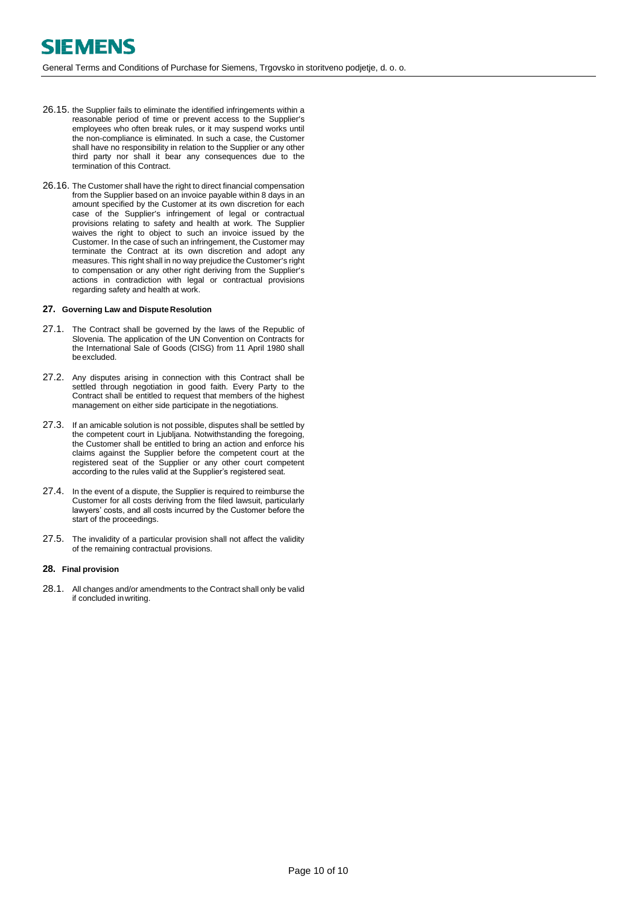26.15. the Supplier fails to eliminate the identified infringements within a reasonable period of time or prevent access to the Supplier's employees who often break rules, or it may suspend works until the non-compliance is eliminated. In such a case, the Customer shall have no responsibility in relation to the Supplier or any other third party nor shall it bear any consequences due to the termination of this Contract.

26.16. The Customer shall have the right to direct financial compensation from the Supplier based on an invoice payable within 8 days in an amount specified by the Customer at its own discretion for each case of the Supplier's infringement of legal or contractual provisions relating to safety and health at work. The Supplier waives the right to object to such an invoice issued by the Customer. In the case of such an infringement, the Customer may terminate the Contract at its own discretion and adopt any measures. This right shall in no way prejudice the Customer's right to compensation or any other right deriving from the Supplier's actions in contradiction with legal or contractual provisions regarding safety and health at work.

## 27. Governing Law and Dispute Resolution

27.1. The Contract shall be governed by the laws of the Republic of Slovenia. The application of the UN Convention on Contracts for the International Sale of Goods (CISG) from 11 April 1980 shall be excluded.

27.2. Any disputes arising in connection with this Contract shall be settled through negotiation in good faith. Every Party to the Contract shall be entitled to request that members of the highest management on either side participate in the negotiations.

27.3. If an amicable solution is not possible, disputes shall be settled by the competent court in Ljubljana. Notwithstanding the foregoing, the Customer shall be entitled to bring an action and enforce his claims against the Supplier before the competent court at the registered seat of the Supplier or any other court competent according to the rules valid at the Supplier's registered seat.

27.4. In the event of a dispute, the Supplier is required to reimburse the Customer for all costs deriving from the filed lawsuit, particularly lawyers' costs, and all costs incurred by the Customer before the start of the proceedings.

27.5. The invalidity of a particular provision shall not affect the validity of the remaining contractual provisions.

## 28. Final provision

28.1. All changes and/or amendments to the Contract shall only be valid if concluded in writing.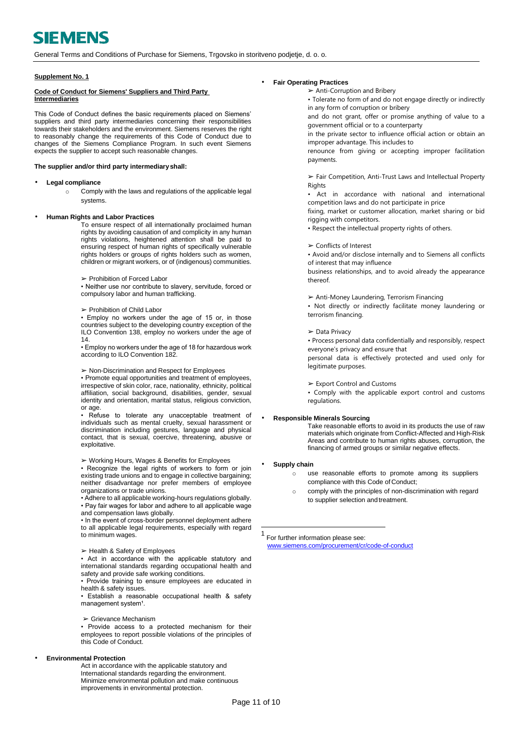**Supplement No. 1**

**Code of Conduct for Siemens' Suppliers and Third Party Intermediaries**

This Code of Conduct defines the basic requirements placed on Siemens' suppliers and third party intermediaries concerning their responsibilities towards their stakeholders and the environment. Siemens reserves the right to reasonably change the requirements of this Code of Conduct due to changes of the Siemens Compliance Program. In such event Siemens expects the supplier to accept such reasonable changes.

**The supplier and/or third party intermediary shall:**

- **Legal compliance**
  - Comply with the laws and regulations of the applicable legal systems.

- **Human Rights and Labor Practices**

  To ensure respect of all internationally proclaimed human rights by avoiding causation of and complicity in any human rights violations, heightened attention shall be paid to ensuring respect of human rights of specifically vulnerable rights holders or groups of rights holders such as women, children or migrant workers, or of (indigenous) communities.

  ➢ Prohibition of Forced Labor

  • Neither use nor contribute to slavery, servitude, forced or compulsory labor and human trafficking.

  ➢ Prohibition of Child Labor

  • Employ no workers under the age of 15 or, in those countries subject to the developing country exception of the ILO Convention 138, employ no workers under the age of 14.

  • Employ no workers under the age of 18 for hazardous work according to ILO Convention 182.

  ➢ Non-Discrimination and Respect for Employees

  • Promote equal opportunities and treatment of employees, irrespective of skin color, race, nationality, ethnicity, political affiliation, social background, disabilities, gender, sexual identity and orientation, marital status, religious conviction, or age.

  • Refuse to tolerate any unacceptable treatment of individuals such as mental cruelty, sexual harassment or discrimination including gestures, language and physical contact, that is sexual, coercive, threatening, abusive or exploitative.

  ➢ Working Hours, Wages & Benefits for Employees

  • Recognize the legal rights of workers to form or join existing trade unions and to engage in collective bargaining; neither disadvantage nor prefer members of employee organizations or trade unions.

  • Adhere to all applicable working-hours regulations globally.

  • Pay fair wages for labor and adhere to all applicable wage and compensation laws globally.

  • In the event of cross-border personnel deployment adhere to all applicable legal requirements, especially with regard to minimum wages.

  ➢ Health & Safety of Employees

  • Act in accordance with the applicable statutory and international standards regarding occupational health and safety and provide safe working conditions.

  • Provide training to ensure employees are educated in health & safety issues.

  • Establish a reasonable occupational health & safety management system[1].

  ➢ Grievance Mechanism

  • Provide access to a protected mechanism for their employees to report possible violations of the principles of this Code of Conduct.

- **Environmental Protection**

  Act in accordance with the applicable statutory and International standards regarding the environment. Minimize environmental pollution and make continuous improvements in environmental protection.

- **Fair Operating Practices**

  ➢ Anti-Corruption and Bribery

  • Tolerate no form of and do not engage directly or indirectly in any form of corruption or bribery and do not grant, offer or promise anything of value to a government official or to a counterparty in the private sector to influence official action or obtain an improper advantage. This includes to renounce from giving or accepting improper facilitation payments.

  ➢ Fair Competition, Anti-Trust Laws and Intellectual Property Rights

  • Act in accordance with national and international competition laws and do not participate in price fixing, market or customer allocation, market sharing or bid rigging with competitors.

  • Respect the intellectual property rights of others.

  ➢ Conflicts of Interest

  • Avoid and/or disclose internally and to Siemens all conflicts of interest that may influence business relationships, and to avoid already the appearance thereof.

  ➢ Anti-Money Laundering, Terrorism Financing

  • Not directly or indirectly facilitate money laundering or terrorism financing.

  ➢ Data Privacy

  • Process personal data confidentially and responsibly, respect everyone's privacy and ensure that personal data is effectively protected and used only for legitimate purposes.

  ➢ Export Control and Customs

  • Comply with the applicable export control and customs regulations.

- **Responsible Minerals Sourcing**

  Take reasonable efforts to avoid in its products the use of raw materials which originate from Conflict-Affected and High-Risk Areas and contribute to human rights abuses, corruption, the financing of armed groups or similar negative effects.

- **Supply chain**
  - use reasonable efforts to promote among its suppliers compliance with this Code of Conduct;
  - comply with the principles of non-discrimination with regard to supplier selection and treatment.

---

[1] For further information please see: www.siemens.com/procurement/cr/code-of-conduct